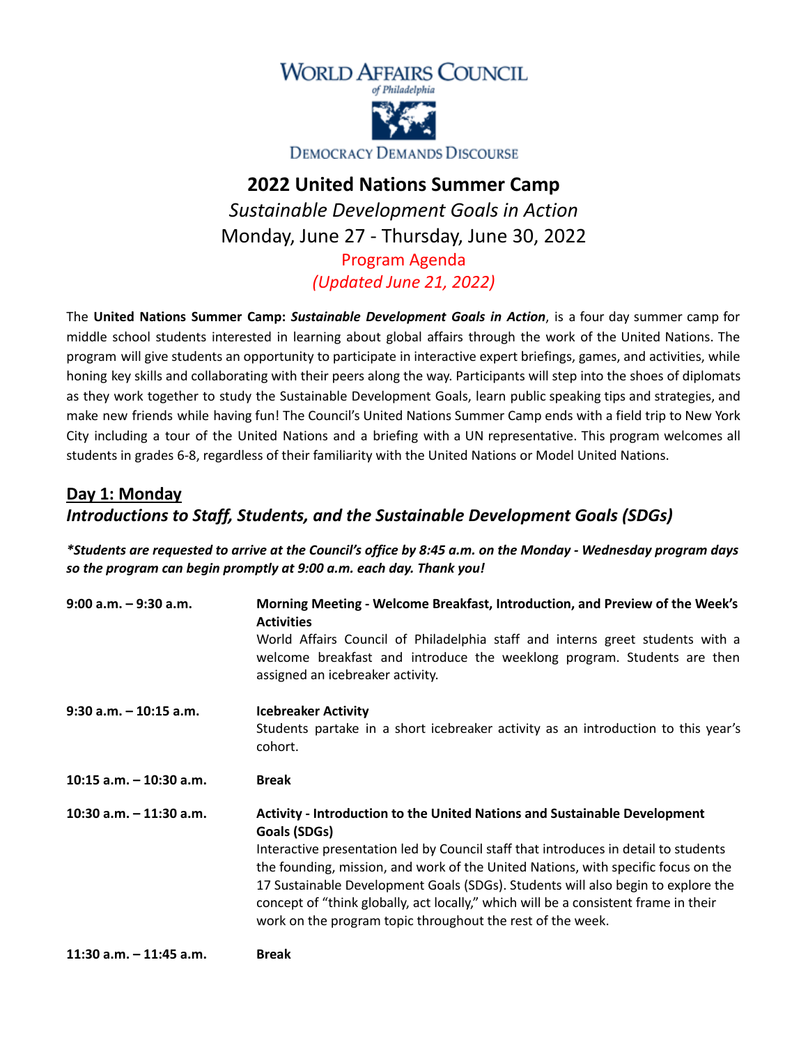WORLD AFFAIRS COUNCIL
*of Philadelphia*

DEMOCRACY DEMANDS DISCOURSE

# 2022 United Nations Summer Camp

*Sustainable Development Goals in Action*

Monday, June 27 - Thursday, June 30, 2022

Program Agenda

*(Updated June 21, 2022)*

The **United Nations Summer Camp: *Sustainable Development Goals in Action***, is a four day summer camp for middle school students interested in learning about global affairs through the work of the United Nations. The program will give students an opportunity to participate in interactive expert briefings, games, and activities, while honing key skills and collaborating with their peers along the way. Participants will step into the shoes of diplomats as they work together to study the Sustainable Development Goals, learn public speaking tips and strategies, and make new friends while having fun! The Council's United Nations Summer Camp ends with a field trip to New York City including a tour of the United Nations and a briefing with a UN representative. This program welcomes all students in grades 6-8, regardless of their familiarity with the United Nations or Model United Nations.

## Day 1: Monday

### *Introductions to Staff, Students, and the Sustainable Development Goals (SDGs)*

***Students are requested to arrive at the Council's office by 8:45 a.m. on the Monday - Wednesday program days so the program can begin promptly at 9:00 a.m. each day. Thank you!***

**9:00 a.m. – 9:30 a.m.** **Morning Meeting - Welcome Breakfast, Introduction, and Preview of the Week's Activities**
World Affairs Council of Philadelphia staff and interns greet students with a welcome breakfast and introduce the weeklong program. Students are then assigned an icebreaker activity.

**9:30 a.m. – 10:15 a.m.** **Icebreaker Activity**
Students partake in a short icebreaker activity as an introduction to this year's cohort.

**10:15 a.m. – 10:30 a.m.** **Break**

**10:30 a.m. – 11:30 a.m.** **Activity - Introduction to the United Nations and Sustainable Development Goals (SDGs)**
Interactive presentation led by Council staff that introduces in detail to students the founding, mission, and work of the United Nations, with specific focus on the 17 Sustainable Development Goals (SDGs). Students will also begin to explore the concept of "think globally, act locally," which will be a consistent frame in their work on the program topic throughout the rest of the week.

**11:30 a.m. – 11:45 a.m.** **Break**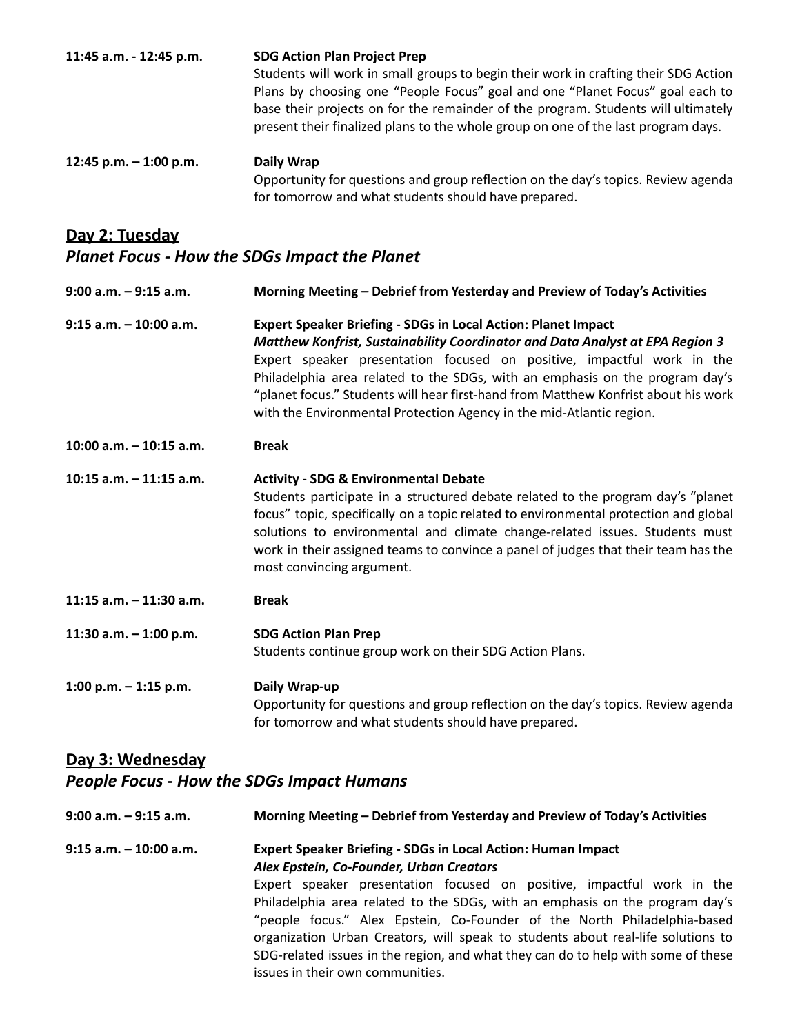**11:45 a.m. - 12:45 p.m.** **SDG Action Plan Project Prep**
Students will work in small groups to begin their work in crafting their SDG Action Plans by choosing one “People Focus” goal and one “Planet Focus” goal each to base their projects on for the remainder of the program. Students will ultimately present their finalized plans to the whole group on one of the last program days.

**12:45 p.m. – 1:00 p.m.** **Daily Wrap**
Opportunity for questions and group reflection on the day’s topics. Review agenda for tomorrow and what students should have prepared.

## Day 2: Tuesday

### *Planet Focus - How the SDGs Impact the Planet*

**9:00 a.m. – 9:15 a.m.** **Morning Meeting – Debrief from Yesterday and Preview of Today’s Activities**

**9:15 a.m. – 10:00 a.m.** **Expert Speaker Briefing - SDGs in Local Action: Planet Impact**
***Matthew Konfrist, Sustainability Coordinator and Data Analyst at EPA Region 3***
Expert speaker presentation focused on positive, impactful work in the Philadelphia area related to the SDGs, with an emphasis on the program day’s “planet focus.” Students will hear first-hand from Matthew Konfrist about his work with the Environmental Protection Agency in the mid-Atlantic region.

**10:00 a.m. – 10:15 a.m.** **Break**

**10:15 a.m. – 11:15 a.m.** **Activity - SDG & Environmental Debate**
Students participate in a structured debate related to the program day’s “planet focus” topic, specifically on a topic related to environmental protection and global solutions to environmental and climate change-related issues. Students must work in their assigned teams to convince a panel of judges that their team has the most convincing argument.

**11:15 a.m. – 11:30 a.m.** **Break**

**11:30 a.m. – 1:00 p.m.** **SDG Action Plan Prep**
Students continue group work on their SDG Action Plans.

**1:00 p.m. – 1:15 p.m.** **Daily Wrap-up**
Opportunity for questions and group reflection on the day’s topics. Review agenda for tomorrow and what students should have prepared.

## Day 3: Wednesday

### *People Focus - How the SDGs Impact Humans*

**9:00 a.m. – 9:15 a.m.** **Morning Meeting – Debrief from Yesterday and Preview of Today’s Activities**

**9:15 a.m. – 10:00 a.m.** **Expert Speaker Briefing - SDGs in Local Action: Human Impact**
***Alex Epstein, Co-Founder, Urban Creators***
Expert speaker presentation focused on positive, impactful work in the Philadelphia area related to the SDGs, with an emphasis on the program day’s “people focus.” Alex Epstein, Co-Founder of the North Philadelphia-based organization Urban Creators, will speak to students about real-life solutions to SDG-related issues in the region, and what they can do to help with some of these issues in their own communities.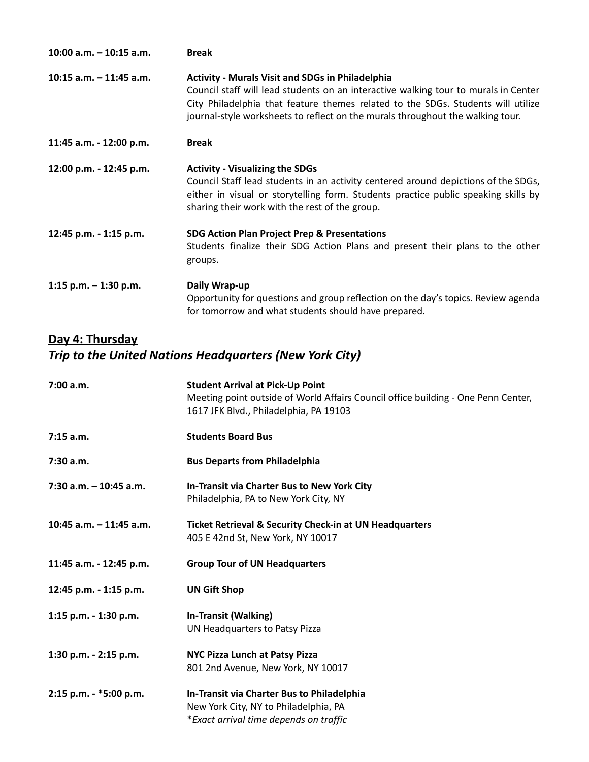**10:00 a.m. – 10:15 a.m.** **Break**

**10:15 a.m. – 11:45 a.m.** **Activity - Murals Visit and SDGs in Philadelphia**
Council staff will lead students on an interactive walking tour to murals in Center City Philadelphia that feature themes related to the SDGs. Students will utilize journal-style worksheets to reflect on the murals throughout the walking tour.

**11:45 a.m. - 12:00 p.m.** **Break**

**12:00 p.m. - 12:45 p.m.** **Activity - Visualizing the SDGs**
Council Staff lead students in an activity centered around depictions of the SDGs, either in visual or storytelling form. Students practice public speaking skills by sharing their work with the rest of the group.

**12:45 p.m. - 1:15 p.m.** **SDG Action Plan Project Prep & Presentations**
Students finalize their SDG Action Plans and present their plans to the other groups.

**1:15 p.m. – 1:30 p.m.** **Daily Wrap-up**
Opportunity for questions and group reflection on the day's topics. Review agenda for tomorrow and what students should have prepared.

## Day 4: Thursday
### *Trip to the United Nations Headquarters (New York City)*

**7:00 a.m.** **Student Arrival at Pick-Up Point**
Meeting point outside of World Affairs Council office building - One Penn Center, 1617 JFK Blvd., Philadelphia, PA 19103

**7:15 a.m.** **Students Board Bus**

**7:30 a.m.** **Bus Departs from Philadelphia**

**7:30 a.m. – 10:45 a.m.** **In-Transit via Charter Bus to New York City**
Philadelphia, PA to New York City, NY

**10:45 a.m. – 11:45 a.m.** **Ticket Retrieval & Security Check-in at UN Headquarters**
405 E 42nd St, New York, NY 10017

**11:45 a.m. - 12:45 p.m.** **Group Tour of UN Headquarters**

**12:45 p.m. - 1:15 p.m.** **UN Gift Shop**

**1:15 p.m. - 1:30 p.m.** **In-Transit (Walking)**
UN Headquarters to Patsy Pizza

**1:30 p.m. - 2:15 p.m.** **NYC Pizza Lunch at Patsy Pizza**
801 2nd Avenue, New York, NY 10017

**2:15 p.m. - *5:00 p.m.** **In-Transit via Charter Bus to Philadelphia**
New York City, NY to Philadelphia, PA
**Exact arrival time depends on traffic*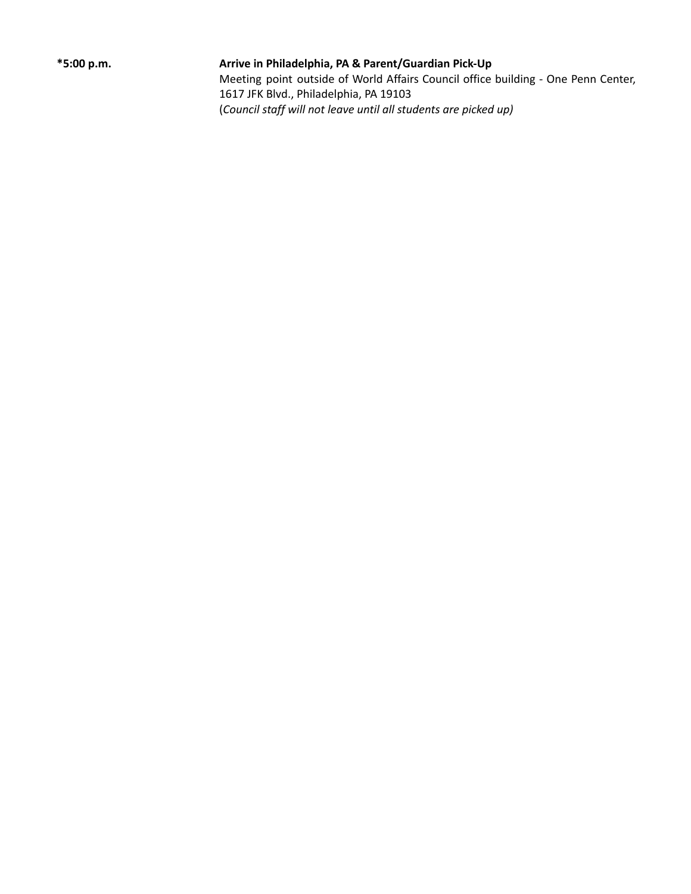| | |
|---|---|
| **\*5:00 p.m.** | **Arrive in Philadelphia, PA & Parent/Guardian Pick-Up**<br>Meeting point outside of World Affairs Council office building - One Penn Center, 1617 JFK Blvd., Philadelphia, PA 19103<br>(*Council staff will not leave until all students are picked up)* |